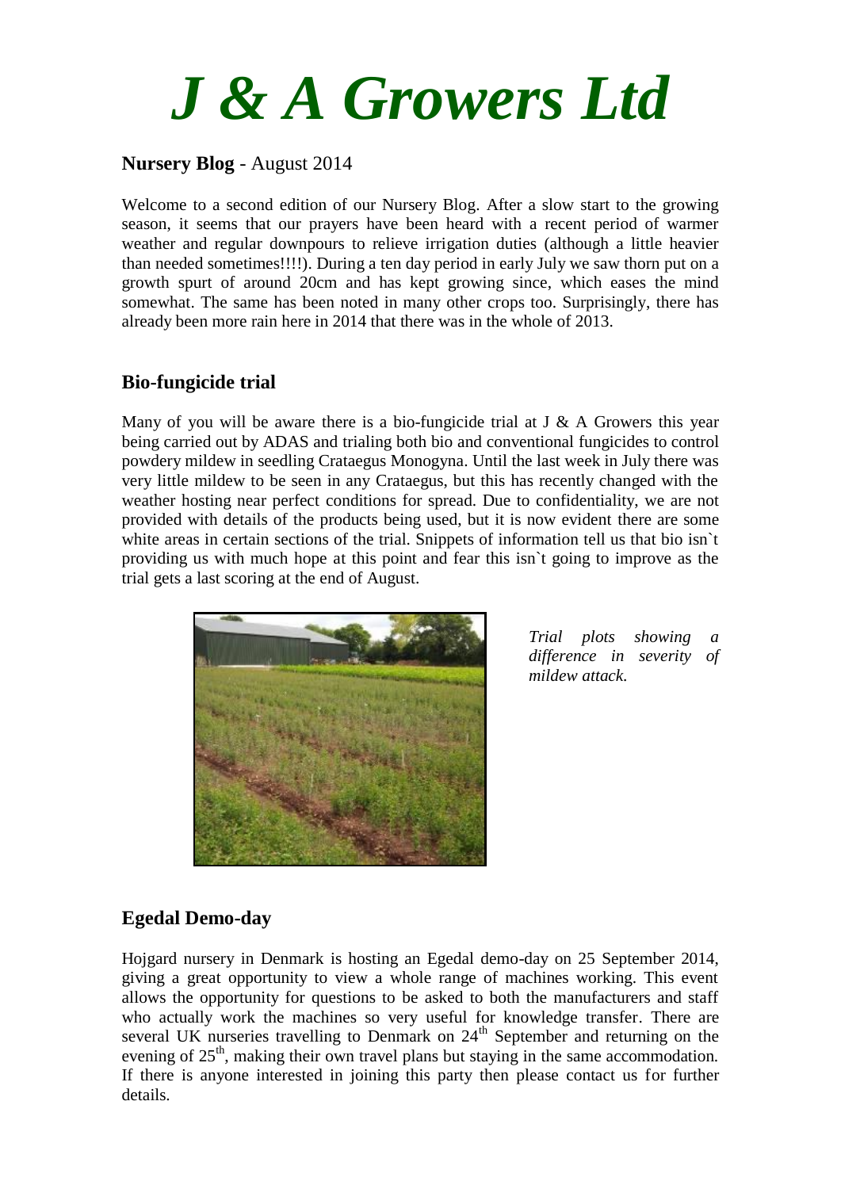# *J & A Growers Ltd*

**Nursery Blog** - August 2014

Welcome to a second edition of our Nursery Blog. After a slow start to the growing season, it seems that our prayers have been heard with a recent period of warmer weather and regular downpours to relieve irrigation duties (although a little heavier than needed sometimes!!!!). During a ten day period in early July we saw thorn put on a growth spurt of around 20cm and has kept growing since, which eases the mind somewhat. The same has been noted in many other crops too. Surprisingly, there has already been more rain here in 2014 that there was in the whole of 2013.

## Bio-fungicide trial

Many of you will be aware there is a bio-fungicide trial at J & A Growers this year being carried out by ADAS and trialing both bio and conventional fungicides to control powdery mildew in seedling Crataegus Monogyna. Until the last week in July there was very little mildew to be seen in any Crataegus, but this has recently changed with the weather hosting near perfect conditions for spread. Due to confidentiality, we are not provided with details of the products being used, but it is now evident there are some white areas in certain sections of the trial. Snippets of information tell us that bio isn`t providing us with much hope at this point and fear this isn`t going to improve as the trial gets a last scoring at the end of August.

*Trial plots showing a difference in severity of mildew attack.*

## Egedal Demo-day

Hojgard nursery in Denmark is hosting an Egedal demo-day on 25 September 2014, giving a great opportunity to view a whole range of machines working. This event allows the opportunity for questions to be asked to both the manufacturers and staff who actually work the machines so very useful for knowledge transfer. There are several UK nurseries travelling to Denmark on 24th September and returning on the evening of 25th, making their own travel plans but staying in the same accommodation. If there is anyone interested in joining this party then please contact us for further details.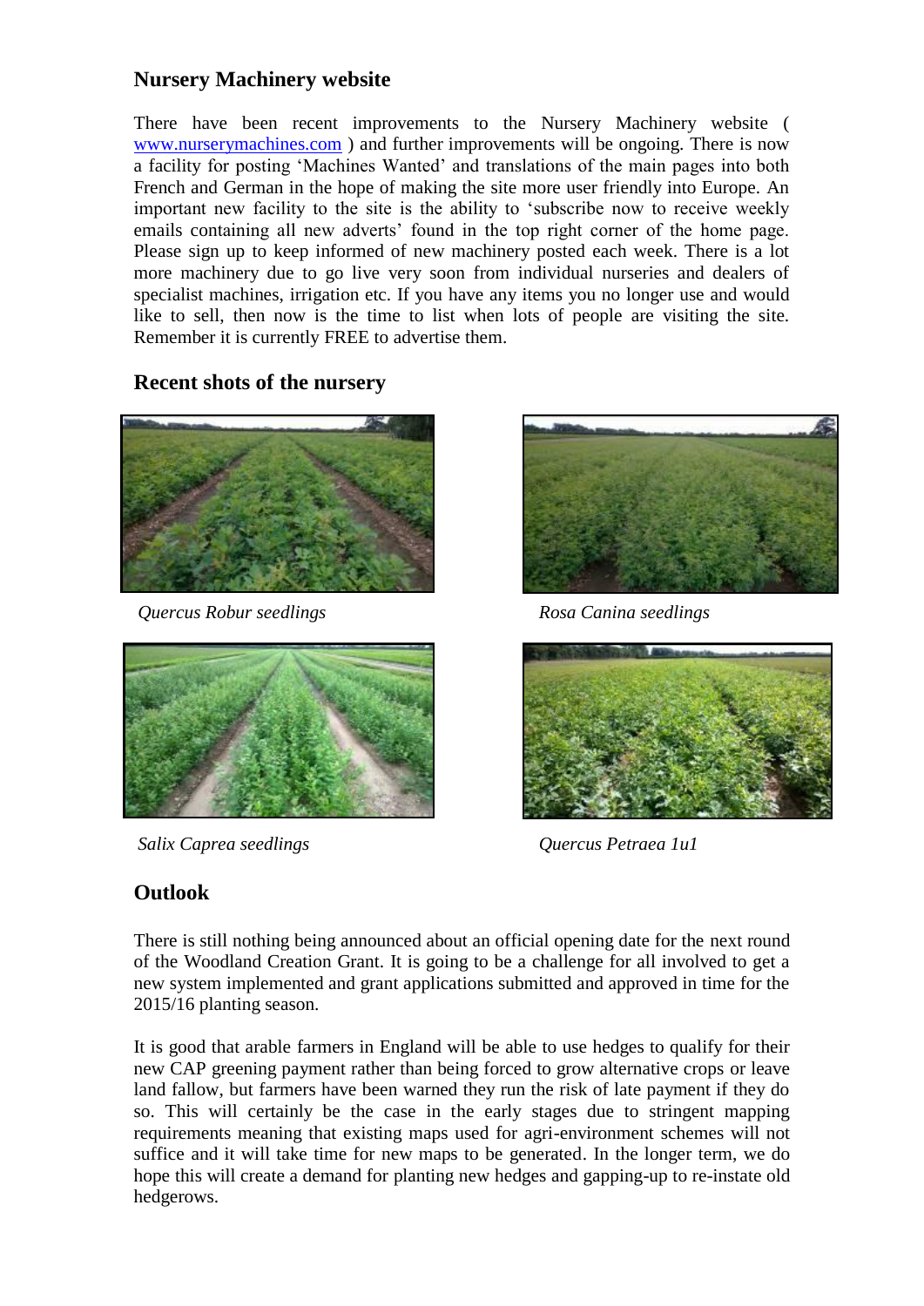## Nursery Machinery website

There have been recent improvements to the Nursery Machinery website ( [www.nurserymachines.com](http://www.nurserymachines.com) ) and further improvements will be ongoing. There is now a facility for posting 'Machines Wanted' and translations of the main pages into both French and German in the hope of making the site more user friendly into Europe. An important new facility to the site is the ability to 'subscribe now to receive weekly emails containing all new adverts' found in the top right corner of the home page. Please sign up to keep informed of new machinery posted each week. There is a lot more machinery due to go live very soon from individual nurseries and dealers of specialist machines, irrigation etc. If you have any items you no longer use and would like to sell, then now is the time to list when lots of people are visiting the site. Remember it is currently FREE to advertise them.

## Recent shots of the nursery

*Quercus Robur seedlings*

*Rosa Canina seedlings*

*Salix Caprea seedlings*

*Quercus Petraea 1u1*

## Outlook

There is still nothing being announced about an official opening date for the next round of the Woodland Creation Grant. It is going to be a challenge for all involved to get a new system implemented and grant applications submitted and approved in time for the 2015/16 planting season.

It is good that arable farmers in England will be able to use hedges to qualify for their new CAP greening payment rather than being forced to grow alternative crops or leave land fallow, but farmers have been warned they run the risk of late payment if they do so. This will certainly be the case in the early stages due to stringent mapping requirements meaning that existing maps used for agri-environment schemes will not suffice and it will take time for new maps to be generated. In the longer term, we do hope this will create a demand for planting new hedges and gapping-up to re-instate old hedgerows.